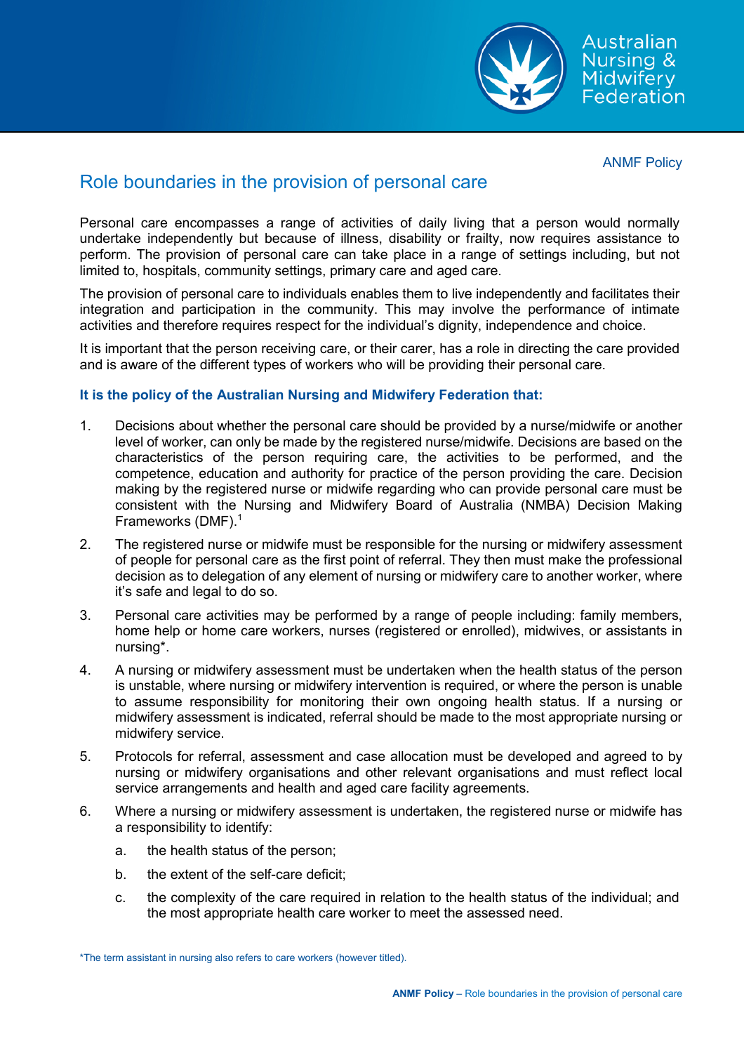ANMF Policy

# Role boundaries in the provision of personal care

Personal care encompasses a range of activities of daily living that a person would normally undertake independently but because of illness, disability or frailty, now requires assistance to perform. The provision of personal care can take place in a range of settings including, but not limited to, hospitals, community settings, primary care and aged care.

The provision of personal care to individuals enables them to live independently and facilitates their integration and participation in the community. This may involve the performance of intimate activities and therefore requires respect for the individual's dignity, independence and choice.

It is important that the person receiving care, or their carer, has a role in directing the care provided and is aware of the different types of workers who will be providing their personal care.

**It is the policy of the Australian Nursing and Midwifery Federation that:**

1. Decisions about whether the personal care should be provided by a nurse/midwife or another level of worker, can only be made by the registered nurse/midwife. Decisions are based on the characteristics of the person requiring care, the activities to be performed, and the competence, education and authority for practice of the person providing the care. Decision making by the registered nurse or midwife regarding who can provide personal care must be consistent with the Nursing and Midwifery Board of Australia (NMBA) Decision Making Frameworks (DMF).[1]
2. The registered nurse or midwife must be responsible for the nursing or midwifery assessment of people for personal care as the first point of referral. They then must make the professional decision as to delegation of any element of nursing or midwifery care to another worker, where it's safe and legal to do so.
3. Personal care activities may be performed by a range of people including: family members, home help or home care workers, nurses (registered or enrolled), midwives, or assistants in nursing*.
4. A nursing or midwifery assessment must be undertaken when the health status of the person is unstable, where nursing or midwifery intervention is required, or where the person is unable to assume responsibility for monitoring their own ongoing health status. If a nursing or midwifery assessment is indicated, referral should be made to the most appropriate nursing or midwifery service.
5. Protocols for referral, assessment and case allocation must be developed and agreed to by nursing or midwifery organisations and other relevant organisations and must reflect local service arrangements and health and aged care facility agreements.
6. Where a nursing or midwifery assessment is undertaken, the registered nurse or midwife has a responsibility to identify:
   a. the health status of the person;
   b. the extent of the self-care deficit;
   c. the complexity of the care required in relation to the health status of the individual; and the most appropriate health care worker to meet the assessed need.

*The term assistant in nursing also refers to care workers (however titled).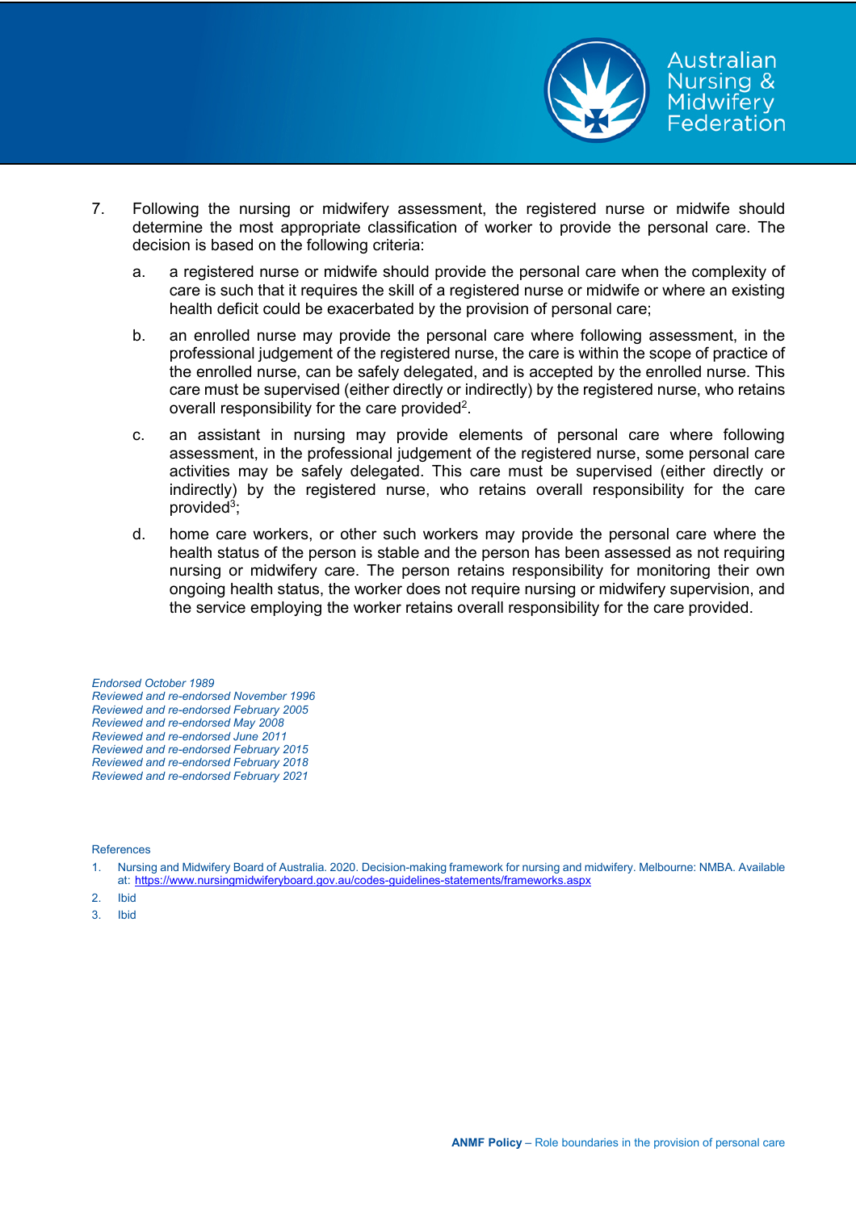7. Following the nursing or midwifery assessment, the registered nurse or midwife should determine the most appropriate classification of worker to provide the personal care. The decision is based on the following criteria:

   a. a registered nurse or midwife should provide the personal care when the complexity of care is such that it requires the skill of a registered nurse or midwife or where an existing health deficit could be exacerbated by the provision of personal care;

   b. an enrolled nurse may provide the personal care where following assessment, in the professional judgement of the registered nurse, the care is within the scope of practice of the enrolled nurse, can be safely delegated, and is accepted by the enrolled nurse. This care must be supervised (either directly or indirectly) by the registered nurse, who retains overall responsibility for the care provided[2].

   c. an assistant in nursing may provide elements of personal care where following assessment, in the professional judgement of the registered nurse, some personal care activities may be safely delegated. This care must be supervised (either directly or indirectly) by the registered nurse, who retains overall responsibility for the care provided[3];

   d. home care workers, or other such workers may provide the personal care where the health status of the person is stable and the person has been assessed as not requiring nursing or midwifery care. The person retains responsibility for monitoring their own ongoing health status, the worker does not require nursing or midwifery supervision, and the service employing the worker retains overall responsibility for the care provided.

*Endorsed October 1989*
*Reviewed and re-endorsed November 1996*
*Reviewed and re-endorsed February 2005*
*Reviewed and re-endorsed May 2008*
*Reviewed and re-endorsed June 2011*
*Reviewed and re-endorsed February 2015*
*Reviewed and re-endorsed February 2018*
*Reviewed and re-endorsed February 2021*

References

1. Nursing and Midwifery Board of Australia. 2020. Decision-making framework for nursing and midwifery. Melbourne: NMBA. Available at: https://www.nursingmidwiferyboard.gov.au/codes-guidelines-statements/frameworks.aspx
2. Ibid
3. Ibid